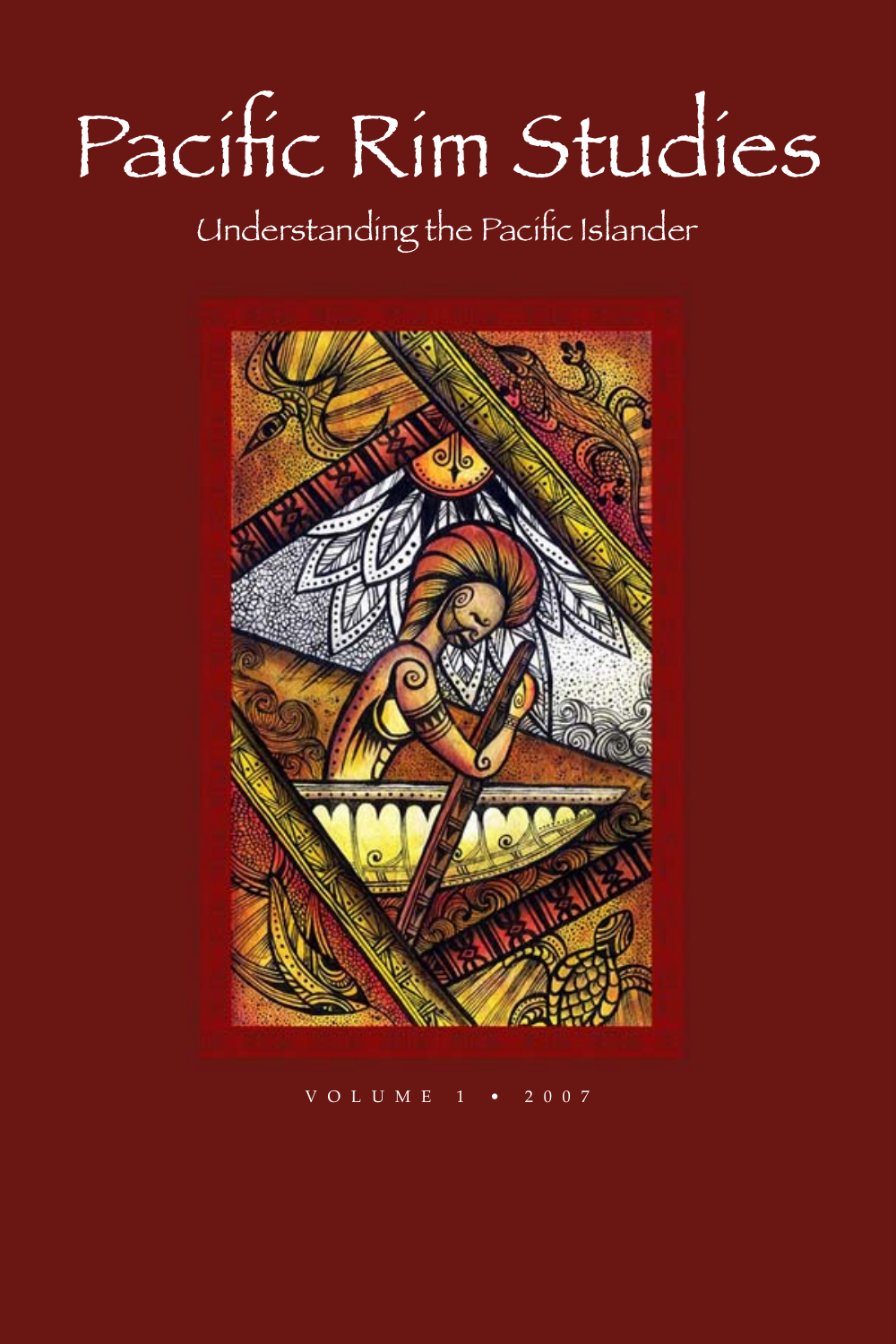# Pacific Rim Studies

## Understanding the Pacific Islander

VOLUME 1 • 2007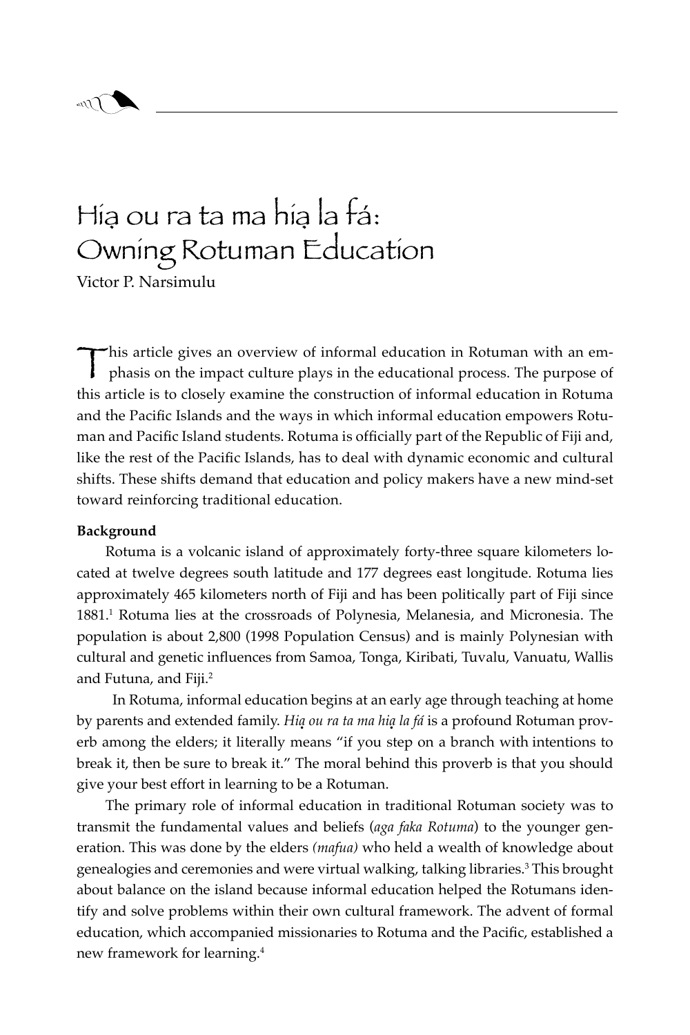# Hiạ ou ra ta ma hiạ la fá: Owning Rotuman Education

Victor P. Narsimulu

This article gives an overview of informal education in Rotuman with an emphasis on the impact culture plays in the educational process. The purpose of this article is to closely examine the construction of informal education in Rotuma and the Pacific Islands and the ways in which informal education empowers Rotuman and Pacific Island students. Rotuma is officially part of the Republic of Fiji and, like the rest of the Pacific Islands, has to deal with dynamic economic and cultural shifts. These shifts demand that education and policy makers have a new mind-set toward reinforcing traditional education.

**Background**

Rotuma is a volcanic island of approximately forty-three square kilometers located at twelve degrees south latitude and 177 degrees east longitude. Rotuma lies approximately 465 kilometers north of Fiji and has been politically part of Fiji since 1881.[1] Rotuma lies at the crossroads of Polynesia, Melanesia, and Micronesia. The population is about 2,800 (1998 Population Census) and is mainly Polynesian with cultural and genetic influences from Samoa, Tonga, Kiribati, Tuvalu, Vanuatu, Wallis and Futuna, and Fiji.[2]

In Rotuma, informal education begins at an early age through teaching at home by parents and extended family. *Hiạ ou ra ta ma hiạ la fá* is a profound Rotuman proverb among the elders; it literally means "if you step on a branch with intentions to break it, then be sure to break it." The moral behind this proverb is that you should give your best effort in learning to be a Rotuman.

The primary role of informal education in traditional Rotuman society was to transmit the fundamental values and beliefs (*aga faka Rotuma*) to the younger generation. This was done by the elders *(mafua)* who held a wealth of knowledge about genealogies and ceremonies and were virtual walking, talking libraries.[3] This brought about balance on the island because informal education helped the Rotumans identify and solve problems within their own cultural framework. The advent of formal education, which accompanied missionaries to Rotuma and the Pacific, established a new framework for learning.[4]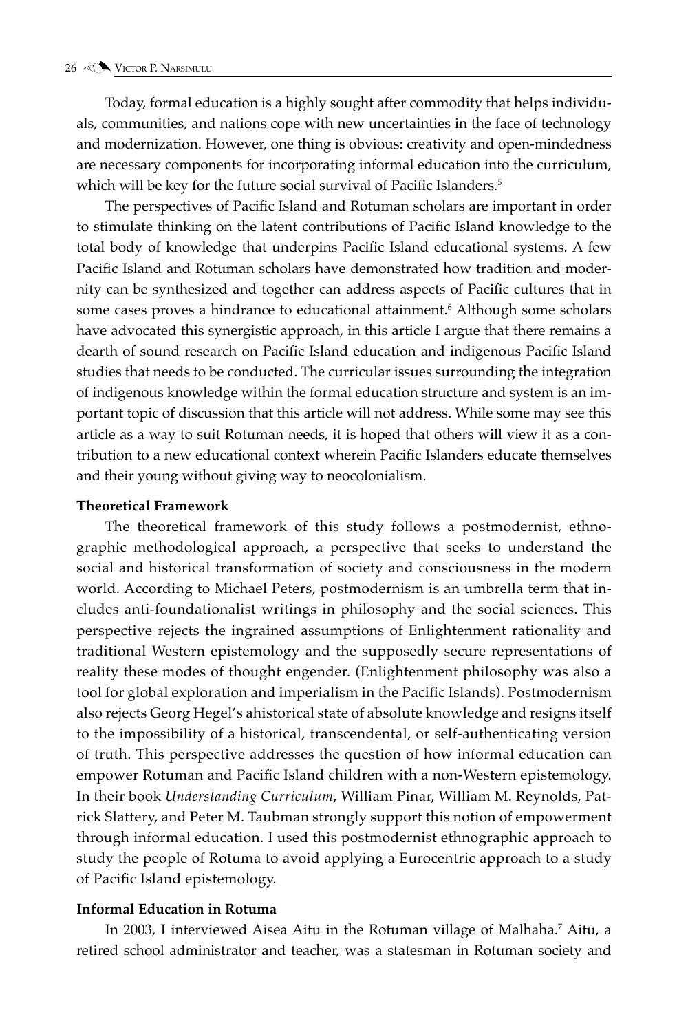Today, formal education is a highly sought after commodity that helps individuals, communities, and nations cope with new uncertainties in the face of technology and modernization. However, one thing is obvious: creativity and open-mindedness are necessary components for incorporating informal education into the curriculum, which will be key for the future social survival of Pacific Islanders.[5]

The perspectives of Pacific Island and Rotuman scholars are important in order to stimulate thinking on the latent contributions of Pacific Island knowledge to the total body of knowledge that underpins Pacific Island educational systems. A few Pacific Island and Rotuman scholars have demonstrated how tradition and modernity can be synthesized and together can address aspects of Pacific cultures that in some cases proves a hindrance to educational attainment.[6] Although some scholars have advocated this synergistic approach, in this article I argue that there remains a dearth of sound research on Pacific Island education and indigenous Pacific Island studies that needs to be conducted. The curricular issues surrounding the integration of indigenous knowledge within the formal education structure and system is an important topic of discussion that this article will not address. While some may see this article as a way to suit Rotuman needs, it is hoped that others will view it as a contribution to a new educational context wherein Pacific Islanders educate themselves and their young without giving way to neocolonialism.

**Theoretical Framework**

The theoretical framework of this study follows a postmodernist, ethnographic methodological approach, a perspective that seeks to understand the social and historical transformation of society and consciousness in the modern world. According to Michael Peters, postmodernism is an umbrella term that includes anti-foundationalist writings in philosophy and the social sciences. This perspective rejects the ingrained assumptions of Enlightenment rationality and traditional Western epistemology and the supposedly secure representations of reality these modes of thought engender. (Enlightenment philosophy was also a tool for global exploration and imperialism in the Pacific Islands). Postmodernism also rejects Georg Hegel's ahistorical state of absolute knowledge and resigns itself to the impossibility of a historical, transcendental, or self-authenticating version of truth. This perspective addresses the question of how informal education can empower Rotuman and Pacific Island children with a non-Western epistemology. In their book *Understanding Curriculum*, William Pinar, William M. Reynolds, Patrick Slattery, and Peter M. Taubman strongly support this notion of empowerment through informal education. I used this postmodernist ethnographic approach to study the people of Rotuma to avoid applying a Eurocentric approach to a study of Pacific Island epistemology.

**Informal Education in Rotuma**

In 2003, I interviewed Aisea Aitu in the Rotuman village of Malhaha.[7] Aitu, a retired school administrator and teacher, was a statesman in Rotuman society and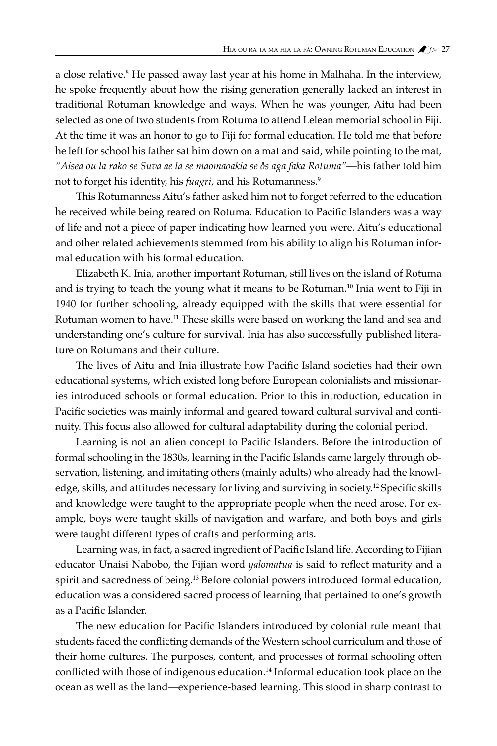a close relative.[8] He passed away last year at his home in Malhaha. In the interview, he spoke frequently about how the rising generation generally lacked an interest in traditional Rotuman knowledge and ways. When he was younger, Aitu had been selected as one of two students from Rotuma to attend Lelean memorial school in Fiji. At the time it was an honor to go to Fiji for formal education. He told me that before he left for school his father sat him down on a mat and said, while pointing to the mat, *"Aisea ou la rako se Suva ae la se maomaoakia se ȍs aga faka Rotuma"*—his father told him not to forget his identity, his *fuagri*, and his Rotumanness.[9]

This Rotumanness Aitu's father asked him not to forget referred to the education he received while being reared on Rotuma. Education to Pacific Islanders was a way of life and not a piece of paper indicating how learned you were. Aitu's educational and other related achievements stemmed from his ability to align his Rotuman informal education with his formal education.

Elizabeth K. Inia, another important Rotuman, still lives on the island of Rotuma and is trying to teach the young what it means to be Rotuman.[10] Inia went to Fiji in 1940 for further schooling, already equipped with the skills that were essential for Rotuman women to have.[11] These skills were based on working the land and sea and understanding one's culture for survival. Inia has also successfully published literature on Rotumans and their culture.

The lives of Aitu and Inia illustrate how Pacific Island societies had their own educational systems, which existed long before European colonialists and missionaries introduced schools or formal education. Prior to this introduction, education in Pacific societies was mainly informal and geared toward cultural survival and continuity. This focus also allowed for cultural adaptability during the colonial period.

Learning is not an alien concept to Pacific Islanders. Before the introduction of formal schooling in the 1830s, learning in the Pacific Islands came largely through observation, listening, and imitating others (mainly adults) who already had the knowledge, skills, and attitudes necessary for living and surviving in society.[12] Specific skills and knowledge were taught to the appropriate people when the need arose. For example, boys were taught skills of navigation and warfare, and both boys and girls were taught different types of crafts and performing arts.

Learning was, in fact, a sacred ingredient of Pacific Island life. According to Fijian educator Unaisi Nabobo, the Fijian word *yalomatua* is said to reflect maturity and a spirit and sacredness of being.[13] Before colonial powers introduced formal education, education was a considered sacred process of learning that pertained to one's growth as a Pacific Islander.

The new education for Pacific Islanders introduced by colonial rule meant that students faced the conflicting demands of the Western school curriculum and those of their home cultures. The purposes, content, and processes of formal schooling often conflicted with those of indigenous education.[14] Informal education took place on the ocean as well as the land—experience-based learning. This stood in sharp contrast to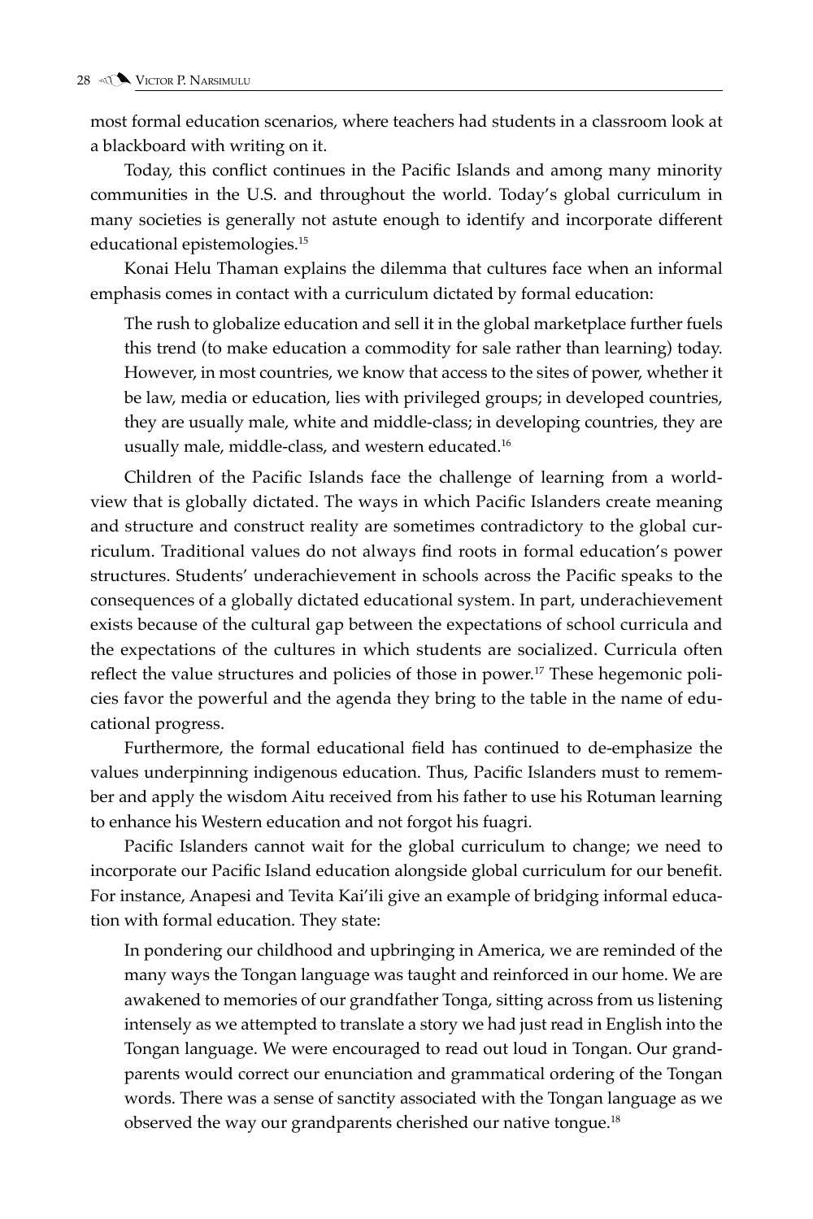most formal education scenarios, where teachers had students in a classroom look at a blackboard with writing on it.

Today, this conflict continues in the Pacific Islands and among many minority communities in the U.S. and throughout the world. Today's global curriculum in many societies is generally not astute enough to identify and incorporate different educational epistemologies.[15]

Konai Helu Thaman explains the dilemma that cultures face when an informal emphasis comes in contact with a curriculum dictated by formal education:

> The rush to globalize education and sell it in the global marketplace further fuels this trend (to make education a commodity for sale rather than learning) today. However, in most countries, we know that access to the sites of power, whether it be law, media or education, lies with privileged groups; in developed countries, they are usually male, white and middle-class; in developing countries, they are usually male, middle-class, and western educated.[16]

Children of the Pacific Islands face the challenge of learning from a worldview that is globally dictated. The ways in which Pacific Islanders create meaning and structure and construct reality are sometimes contradictory to the global curriculum. Traditional values do not always find roots in formal education's power structures. Students' underachievement in schools across the Pacific speaks to the consequences of a globally dictated educational system. In part, underachievement exists because of the cultural gap between the expectations of school curricula and the expectations of the cultures in which students are socialized. Curricula often reflect the value structures and policies of those in power.[17] These hegemonic policies favor the powerful and the agenda they bring to the table in the name of educational progress.

Furthermore, the formal educational field has continued to de-emphasize the values underpinning indigenous education. Thus, Pacific Islanders must to remember and apply the wisdom Aitu received from his father to use his Rotuman learning to enhance his Western education and not forgot his fuagri.

Pacific Islanders cannot wait for the global curriculum to change; we need to incorporate our Pacific Island education alongside global curriculum for our benefit. For instance, Anapesi and Tevita Kai'ili give an example of bridging informal education with formal education. They state:

> In pondering our childhood and upbringing in America, we are reminded of the many ways the Tongan language was taught and reinforced in our home. We are awakened to memories of our grandfather Tonga, sitting across from us listening intensely as we attempted to translate a story we had just read in English into the Tongan language. We were encouraged to read out loud in Tongan. Our grandparents would correct our enunciation and grammatical ordering of the Tongan words. There was a sense of sanctity associated with the Tongan language as we observed the way our grandparents cherished our native tongue.[18]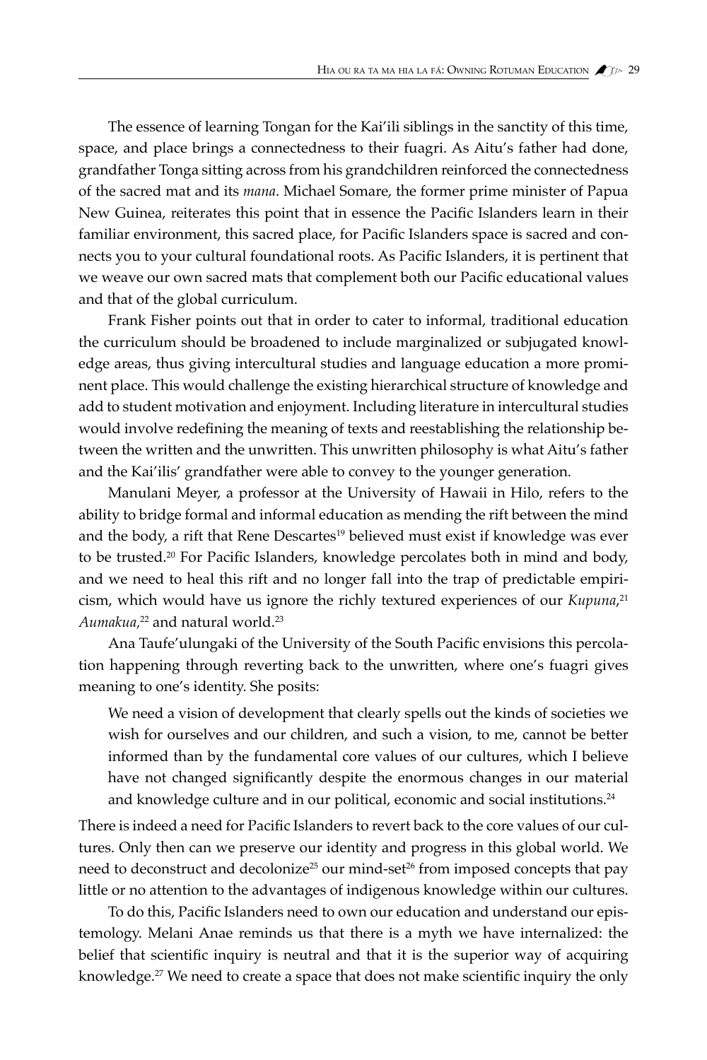The essence of learning Tongan for the Kai'ili siblings in the sanctity of this time, space, and place brings a connectedness to their fuagri. As Aitu's father had done, grandfather Tonga sitting across from his grandchildren reinforced the connectedness of the sacred mat and its *mana*. Michael Somare, the former prime minister of Papua New Guinea, reiterates this point that in essence the Pacific Islanders learn in their familiar environment, this sacred place, for Pacific Islanders space is sacred and connects you to your cultural foundational roots. As Pacific Islanders, it is pertinent that we weave our own sacred mats that complement both our Pacific educational values and that of the global curriculum.

Frank Fisher points out that in order to cater to informal, traditional education the curriculum should be broadened to include marginalized or subjugated knowledge areas, thus giving intercultural studies and language education a more prominent place. This would challenge the existing hierarchical structure of knowledge and add to student motivation and enjoyment. Including literature in intercultural studies would involve redefining the meaning of texts and reestablishing the relationship between the written and the unwritten. This unwritten philosophy is what Aitu's father and the Kai'ilis' grandfather were able to convey to the younger generation.

Manulani Meyer, a professor at the University of Hawaii in Hilo, refers to the ability to bridge formal and informal education as mending the rift between the mind and the body, a rift that Rene Descartes[19] believed must exist if knowledge was ever to be trusted.[20] For Pacific Islanders, knowledge percolates both in mind and body, and we need to heal this rift and no longer fall into the trap of predictable empiricism, which would have us ignore the richly textured experiences of our *Kupuna*,[21] *Aumakua*,[22] and natural world.[23]

Ana Taufe'ulungaki of the University of the South Pacific envisions this percolation happening through reverting back to the unwritten, where one's fuagri gives meaning to one's identity. She posits:

> We need a vision of development that clearly spells out the kinds of societies we wish for ourselves and our children, and such a vision, to me, cannot be better informed than by the fundamental core values of our cultures, which I believe have not changed significantly despite the enormous changes in our material and knowledge culture and in our political, economic and social institutions.[24]

There is indeed a need for Pacific Islanders to revert back to the core values of our cultures. Only then can we preserve our identity and progress in this global world. We need to deconstruct and decolonize[25] our mind-set[26] from imposed concepts that pay little or no attention to the advantages of indigenous knowledge within our cultures.

To do this, Pacific Islanders need to own our education and understand our epistemology. Melani Anae reminds us that there is a myth we have internalized: the belief that scientific inquiry is neutral and that it is the superior way of acquiring knowledge.[27] We need to create a space that does not make scientific inquiry the only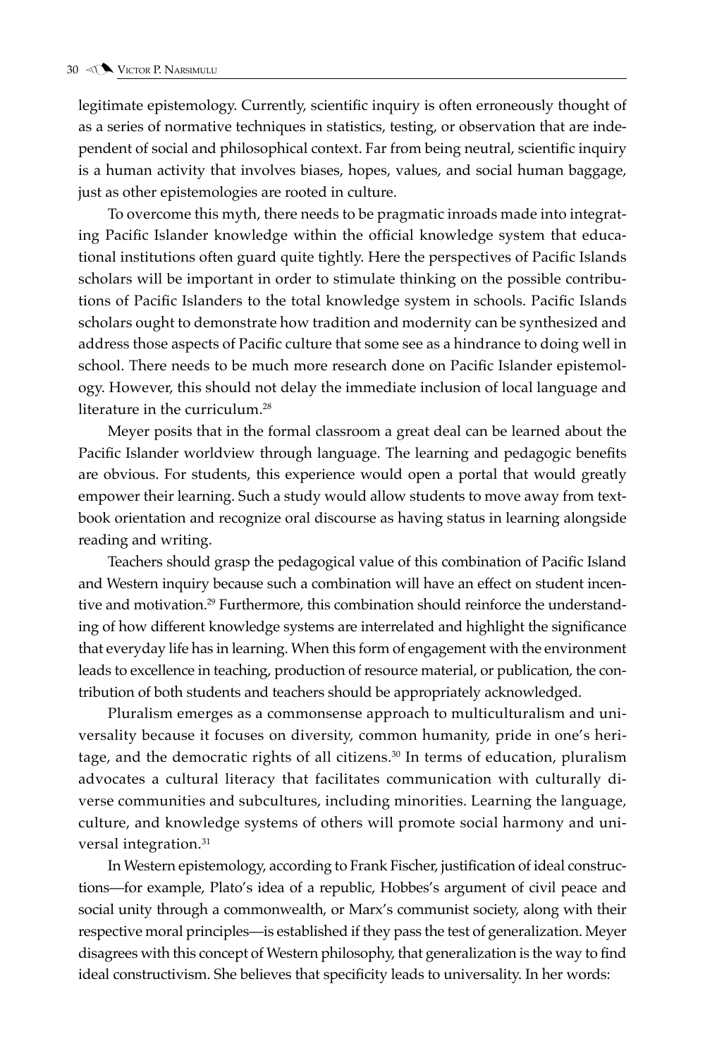legitimate epistemology. Currently, scientific inquiry is often erroneously thought of as a series of normative techniques in statistics, testing, or observation that are independent of social and philosophical context. Far from being neutral, scientific inquiry is a human activity that involves biases, hopes, values, and social human baggage, just as other epistemologies are rooted in culture.

To overcome this myth, there needs to be pragmatic inroads made into integrating Pacific Islander knowledge within the official knowledge system that educational institutions often guard quite tightly. Here the perspectives of Pacific Islands scholars will be important in order to stimulate thinking on the possible contributions of Pacific Islanders to the total knowledge system in schools. Pacific Islands scholars ought to demonstrate how tradition and modernity can be synthesized and address those aspects of Pacific culture that some see as a hindrance to doing well in school. There needs to be much more research done on Pacific Islander epistemology. However, this should not delay the immediate inclusion of local language and literature in the curriculum.[28]

Meyer posits that in the formal classroom a great deal can be learned about the Pacific Islander worldview through language. The learning and pedagogic benefits are obvious. For students, this experience would open a portal that would greatly empower their learning. Such a study would allow students to move away from textbook orientation and recognize oral discourse as having status in learning alongside reading and writing.

Teachers should grasp the pedagogical value of this combination of Pacific Island and Western inquiry because such a combination will have an effect on student incentive and motivation.[29] Furthermore, this combination should reinforce the understanding of how different knowledge systems are interrelated and highlight the significance that everyday life has in learning. When this form of engagement with the environment leads to excellence in teaching, production of resource material, or publication, the contribution of both students and teachers should be appropriately acknowledged.

Pluralism emerges as a commonsense approach to multiculturalism and universality because it focuses on diversity, common humanity, pride in one's heritage, and the democratic rights of all citizens.[30] In terms of education, pluralism advocates a cultural literacy that facilitates communication with culturally diverse communities and subcultures, including minorities. Learning the language, culture, and knowledge systems of others will promote social harmony and universal integration.[31]

In Western epistemology, according to Frank Fischer, justification of ideal constructions—for example, Plato's idea of a republic, Hobbes's argument of civil peace and social unity through a commonwealth, or Marx's communist society, along with their respective moral principles—is established if they pass the test of generalization. Meyer disagrees with this concept of Western philosophy, that generalization is the way to find ideal constructivism. She believes that specificity leads to universality. In her words: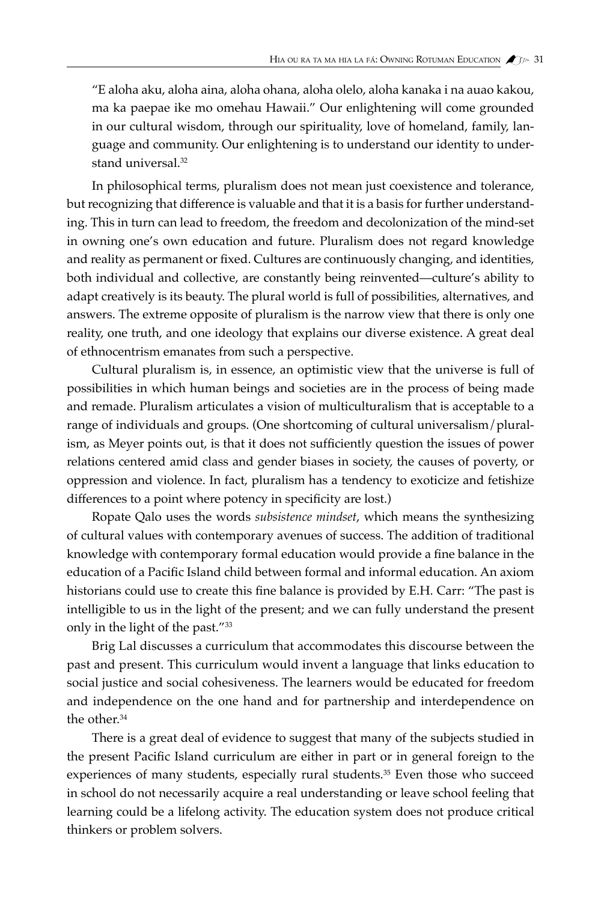"E aloha aku, aloha aina, aloha ohana, aloha olelo, aloha kanaka i na auao kakou, ma ka paepae ike mo omehau Hawaii." Our enlightening will come grounded in our cultural wisdom, through our spirituality, love of homeland, family, language and community. Our enlightening is to understand our identity to understand universal.[32]

In philosophical terms, pluralism does not mean just coexistence and tolerance, but recognizing that difference is valuable and that it is a basis for further understanding. This in turn can lead to freedom, the freedom and decolonization of the mind-set in owning one's own education and future. Pluralism does not regard knowledge and reality as permanent or fixed. Cultures are continuously changing, and identities, both individual and collective, are constantly being reinvented—culture's ability to adapt creatively is its beauty. The plural world is full of possibilities, alternatives, and answers. The extreme opposite of pluralism is the narrow view that there is only one reality, one truth, and one ideology that explains our diverse existence. A great deal of ethnocentrism emanates from such a perspective.

Cultural pluralism is, in essence, an optimistic view that the universe is full of possibilities in which human beings and societies are in the process of being made and remade. Pluralism articulates a vision of multiculturalism that is acceptable to a range of individuals and groups. (One shortcoming of cultural universalism/pluralism, as Meyer points out, is that it does not sufficiently question the issues of power relations centered amid class and gender biases in society, the causes of poverty, or oppression and violence. In fact, pluralism has a tendency to exoticize and fetishize differences to a point where potency in specificity are lost.)

Ropate Qalo uses the words *subsistence mindset*, which means the synthesizing of cultural values with contemporary avenues of success. The addition of traditional knowledge with contemporary formal education would provide a fine balance in the education of a Pacific Island child between formal and informal education. An axiom historians could use to create this fine balance is provided by E.H. Carr: "The past is intelligible to us in the light of the present; and we can fully understand the present only in the light of the past."[33]

Brig Lal discusses a curriculum that accommodates this discourse between the past and present. This curriculum would invent a language that links education to social justice and social cohesiveness. The learners would be educated for freedom and independence on the one hand and for partnership and interdependence on the other.[34]

There is a great deal of evidence to suggest that many of the subjects studied in the present Pacific Island curriculum are either in part or in general foreign to the experiences of many students, especially rural students.[35] Even those who succeed in school do not necessarily acquire a real understanding or leave school feeling that learning could be a lifelong activity. The education system does not produce critical thinkers or problem solvers.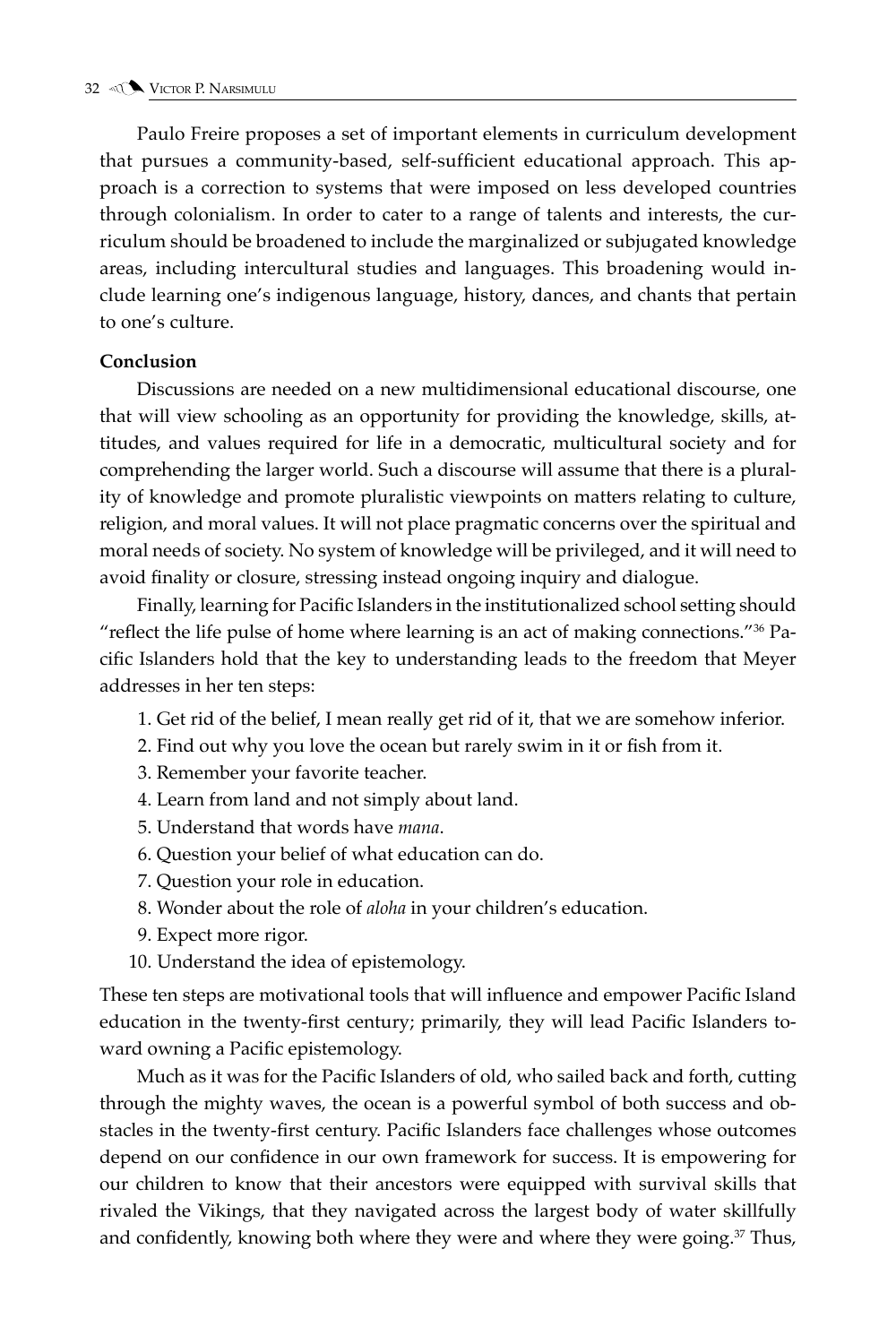Paulo Freire proposes a set of important elements in curriculum development that pursues a community-based, self-sufficient educational approach. This approach is a correction to systems that were imposed on less developed countries through colonialism. In order to cater to a range of talents and interests, the curriculum should be broadened to include the marginalized or subjugated knowledge areas, including intercultural studies and languages. This broadening would include learning one's indigenous language, history, dances, and chants that pertain to one's culture.

**Conclusion**

Discussions are needed on a new multidimensional educational discourse, one that will view schooling as an opportunity for providing the knowledge, skills, attitudes, and values required for life in a democratic, multicultural society and for comprehending the larger world. Such a discourse will assume that there is a plurality of knowledge and promote pluralistic viewpoints on matters relating to culture, religion, and moral values. It will not place pragmatic concerns over the spiritual and moral needs of society. No system of knowledge will be privileged, and it will need to avoid finality or closure, stressing instead ongoing inquiry and dialogue.

Finally, learning for Pacific Islanders in the institutionalized school setting should "reflect the life pulse of home where learning is an act of making connections."[36] Pacific Islanders hold that the key to understanding leads to the freedom that Meyer addresses in her ten steps:

1. Get rid of the belief, I mean really get rid of it, that we are somehow inferior.
2. Find out why you love the ocean but rarely swim in it or fish from it.
3. Remember your favorite teacher.
4. Learn from land and not simply about land.
5. Understand that words have *mana*.
6. Question your belief of what education can do.
7. Question your role in education.
8. Wonder about the role of *aloha* in your children's education.
9. Expect more rigor.
10. Understand the idea of epistemology.

These ten steps are motivational tools that will influence and empower Pacific Island education in the twenty-first century; primarily, they will lead Pacific Islanders toward owning a Pacific epistemology.

Much as it was for the Pacific Islanders of old, who sailed back and forth, cutting through the mighty waves, the ocean is a powerful symbol of both success and obstacles in the twenty-first century. Pacific Islanders face challenges whose outcomes depend on our confidence in our own framework for success. It is empowering for our children to know that their ancestors were equipped with survival skills that rivaled the Vikings, that they navigated across the largest body of water skillfully and confidently, knowing both where they were and where they were going.[37] Thus,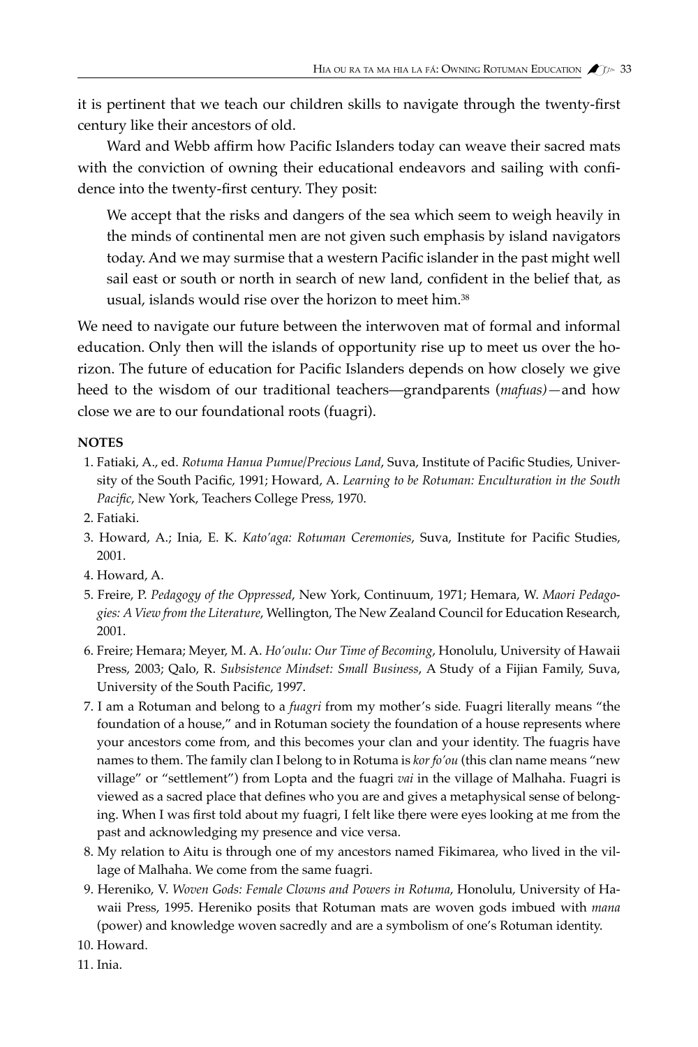it is pertinent that we teach our children skills to navigate through the twenty-first century like their ancestors of old.

Ward and Webb affirm how Pacific Islanders today can weave their sacred mats with the conviction of owning their educational endeavors and sailing with confidence into the twenty-first century. They posit:

> We accept that the risks and dangers of the sea which seem to weigh heavily in the minds of continental men are not given such emphasis by island navigators today. And we may surmise that a western Pacific islander in the past might well sail east or south or north in search of new land, confident in the belief that, as usual, islands would rise over the horizon to meet him.[38]

We need to navigate our future between the interwoven mat of formal and informal education. Only then will the islands of opportunity rise up to meet us over the horizon. The future of education for Pacific Islanders depends on how closely we give heed to the wisdom of our traditional teachers—grandparents (*mafuas)*—and how close we are to our foundational roots (fuagri).

**NOTES**

1. Fatiaki, A., ed. *Rotuma Hanua Pumue/Precious Land*, Suva, Institute of Pacific Studies, University of the South Pacific, 1991; Howard, A. *Learning to be Rotuman: Enculturation in the South Pacific*, New York, Teachers College Press, 1970.
2. Fatiaki.
3. Howard, A.; Inia, E. K. *Kato'aga: Rotuman Ceremonies*, Suva, Institute for Pacific Studies, 2001.
4. Howard, A.
5. Freire, P. *Pedagogy of the Oppressed*, New York, Continuum, 1971; Hemara, W. *Maori Pedagogies: A View from the Literature*, Wellington, The New Zealand Council for Education Research, 2001.
6. Freire; Hemara; Meyer, M. A. *Ho'oulu: Our Time of Becoming*, Honolulu, University of Hawaii Press, 2003; Qalo, R. *Subsistence Mindset: Small Business*, A Study of a Fijian Family, Suva, University of the South Pacific, 1997.
7. I am a Rotuman and belong to a *fuagri* from my mother's side. Fuagri literally means "the foundation of a house," and in Rotuman society the foundation of a house represents where your ancestors come from, and this becomes your clan and your identity. The fuagris have names to them. The family clan I belong to in Rotuma is *kor fo'ou* (this clan name means "new village" or "settlement") from Lopta and the fuagri *vai* in the village of Malhaha. Fuagri is viewed as a sacred place that defines who you are and gives a metaphysical sense of belonging. When I was first told about my fuagri, I felt like there were eyes looking at me from the past and acknowledging my presence and vice versa.
8. My relation to Aitu is through one of my ancestors named Fikimarea, who lived in the village of Malhaha. We come from the same fuagri.
9. Hereniko, V. *Woven Gods: Female Clowns and Powers in Rotuma*, Honolulu, University of Hawaii Press, 1995. Hereniko posits that Rotuman mats are woven gods imbued with *mana* (power) and knowledge woven sacredly and are a symbolism of one's Rotuman identity.
10. Howard.
11. Inia.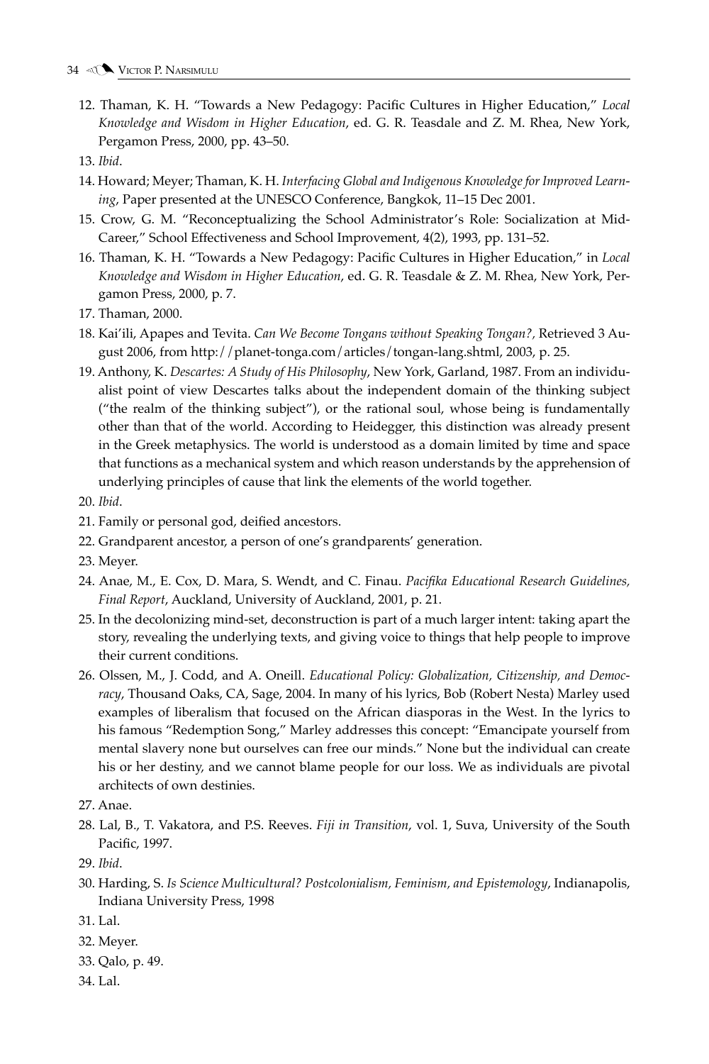12. Thaman, K. H. "Towards a New Pedagogy: Pacific Cultures in Higher Education," *Local Knowledge and Wisdom in Higher Education*, ed. G. R. Teasdale and Z. M. Rhea, New York, Pergamon Press, 2000, pp. 43–50.

13. *Ibid*.

14. Howard; Meyer; Thaman, K. H. *Interfacing Global and Indigenous Knowledge for Improved Learning*, Paper presented at the UNESCO Conference, Bangkok, 11–15 Dec 2001.

15. Crow, G. M. "Reconceptualizing the School Administrator's Role: Socialization at Mid-Career," School Effectiveness and School Improvement, 4(2), 1993, pp. 131–52.

16. Thaman, K. H. "Towards a New Pedagogy: Pacific Cultures in Higher Education," in *Local Knowledge and Wisdom in Higher Education*, ed. G. R. Teasdale & Z. M. Rhea, New York, Pergamon Press, 2000, p. 7.

17. Thaman, 2000.

18. Kai'ili, Apapes and Tevita. *Can We Become Tongans without Speaking Tongan?*, Retrieved 3 August 2006, from http://planet-tonga.com/articles/tongan-lang.shtml, 2003, p. 25.

19. Anthony, K. *Descartes: A Study of His Philosophy*, New York, Garland, 1987. From an individualist point of view Descartes talks about the independent domain of the thinking subject ("the realm of the thinking subject"), or the rational soul, whose being is fundamentally other than that of the world. According to Heidegger, this distinction was already present in the Greek metaphysics. The world is understood as a domain limited by time and space that functions as a mechanical system and which reason understands by the apprehension of underlying principles of cause that link the elements of the world together.

20. *Ibid*.

21. Family or personal god, deified ancestors.

22. Grandparent ancestor, a person of one's grandparents' generation.

23. Meyer.

24. Anae, M., E. Cox, D. Mara, S. Wendt, and C. Finau. *Pacifika Educational Research Guidelines, Final Report*, Auckland, University of Auckland, 2001, p. 21.

25. In the decolonizing mind-set, deconstruction is part of a much larger intent: taking apart the story, revealing the underlying texts, and giving voice to things that help people to improve their current conditions.

26. Olssen, M., J. Codd, and A. Oneill. *Educational Policy: Globalization, Citizenship, and Democracy*, Thousand Oaks, CA, Sage, 2004. In many of his lyrics, Bob (Robert Nesta) Marley used examples of liberalism that focused on the African diasporas in the West. In the lyrics to his famous "Redemption Song," Marley addresses this concept: "Emancipate yourself from mental slavery none but ourselves can free our minds." None but the individual can create his or her destiny, and we cannot blame people for our loss. We as individuals are pivotal architects of own destinies.

27. Anae.

28. Lal, B., T. Vakatora, and P.S. Reeves. *Fiji in Transition*, vol. 1, Suva, University of the South Pacific, 1997.

29. *Ibid*.

30. Harding, S. *Is Science Multicultural? Postcolonialism, Feminism, and Epistemology*, Indianapolis, Indiana University Press, 1998

31. Lal.

32. Meyer.

33. Qalo, p. 49.

34. Lal.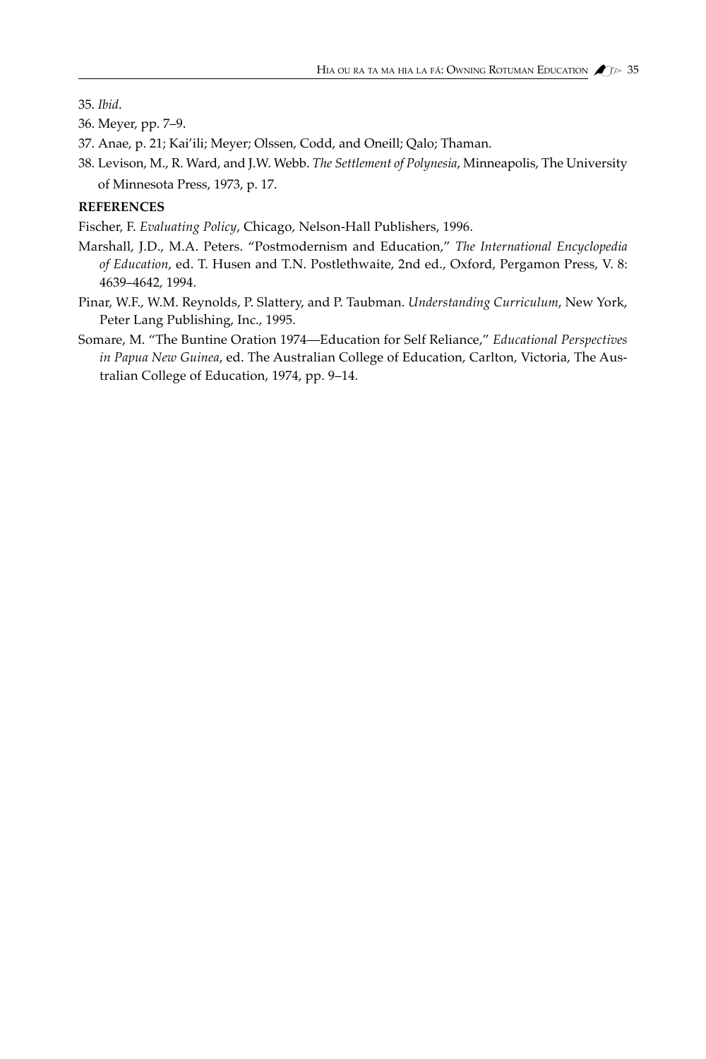35. *Ibid*.

36. Meyer, pp. 7–9.

37. Anae, p. 21; Kai'ili; Meyer; Olssen, Codd, and Oneill; Qalo; Thaman.

38. Levison, M., R. Ward, and J.W. Webb. *The Settlement of Polynesia*, Minneapolis, The University of Minnesota Press, 1973, p. 17.

**REFERENCES**

Fischer, F. *Evaluating Policy*, Chicago, Nelson-Hall Publishers, 1996.

Marshall, J.D., M.A. Peters. "Postmodernism and Education," *The International Encyclopedia of Education*, ed. T. Husen and T.N. Postlethwaite, 2nd ed., Oxford, Pergamon Press, V. 8: 4639–4642, 1994.

Pinar, W.F., W.M. Reynolds, P. Slattery, and P. Taubman. *Understanding Curriculum*, New York, Peter Lang Publishing, Inc., 1995.

Somare, M. "The Buntine Oration 1974—Education for Self Reliance," *Educational Perspectives in Papua New Guinea*, ed. The Australian College of Education, Carlton, Victoria, The Australian College of Education, 1974, pp. 9–14.